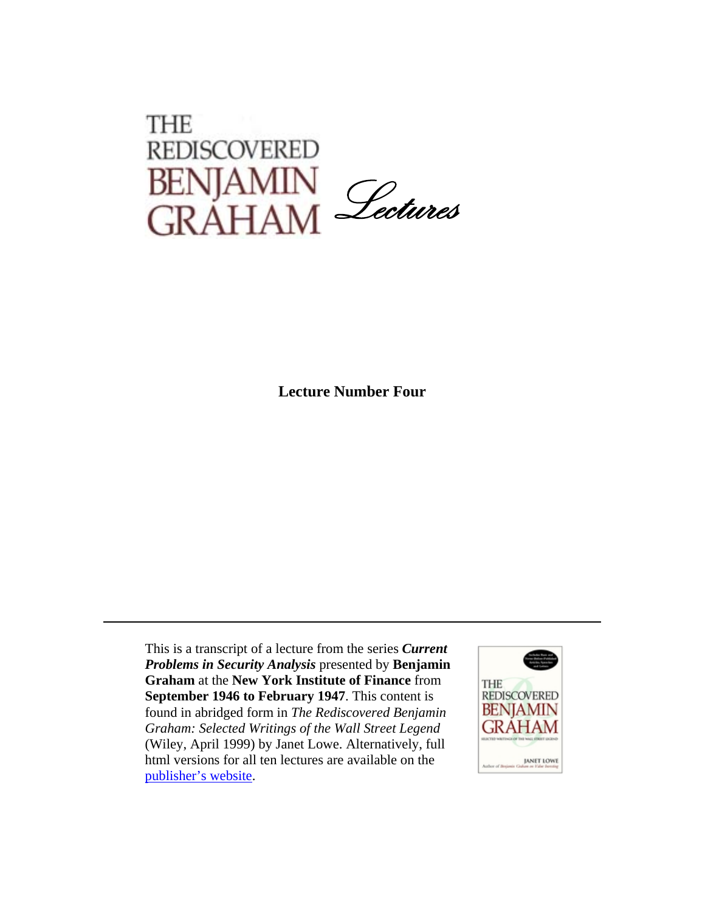# THE REDISCOVERED BENJAMIN GRAHAM *Lectures*

**Lecture Number Four**

---

This is a transcript of a lecture from the series ***Current Problems in Security Analysis*** presented by **Benjamin Graham** at the **New York Institute of Finance** from **September 1946 to February 1947**. This content is found in abridged form in *The Rediscovered Benjamin Graham: Selected Writings of the Wall Street Legend* (Wiley, April 1999) by Janet Lowe. Alternatively, full html versions for all ten lectures are available on the publisher's website.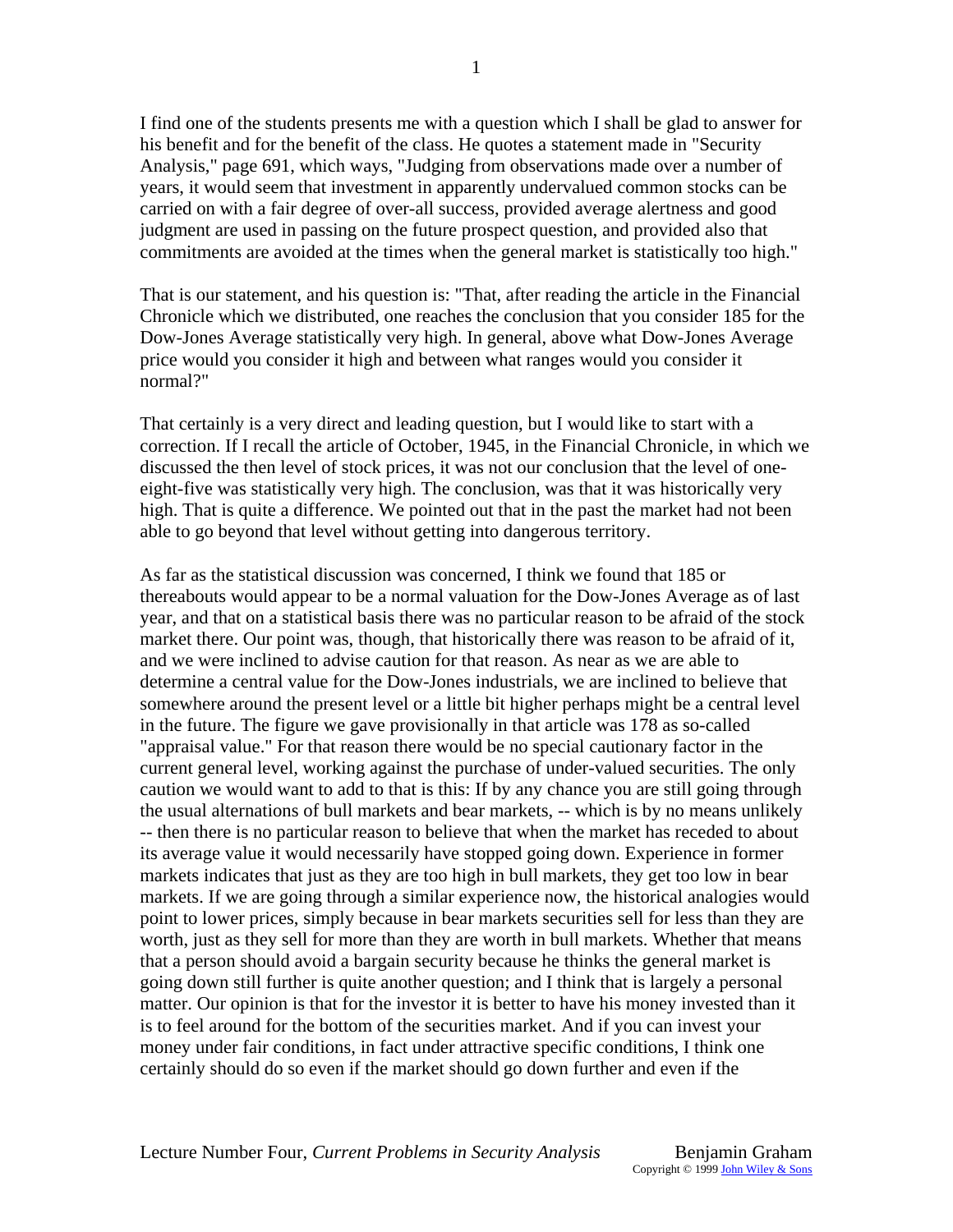I find one of the students presents me with a question which I shall be glad to answer for his benefit and for the benefit of the class. He quotes a statement made in "Security Analysis," page 691, which ways, "Judging from observations made over a number of years, it would seem that investment in apparently undervalued common stocks can be carried on with a fair degree of over-all success, provided average alertness and good judgment are used in passing on the future prospect question, and provided also that commitments are avoided at the times when the general market is statistically too high."

That is our statement, and his question is: "That, after reading the article in the Financial Chronicle which we distributed, one reaches the conclusion that you consider 185 for the Dow-Jones Average statistically very high. In general, above what Dow-Jones Average price would you consider it high and between what ranges would you consider it normal?"

That certainly is a very direct and leading question, but I would like to start with a correction. If I recall the article of October, 1945, in the Financial Chronicle, in which we discussed the then level of stock prices, it was not our conclusion that the level of one-eight-five was statistically very high. The conclusion, was that it was historically very high. That is quite a difference. We pointed out that in the past the market had not been able to go beyond that level without getting into dangerous territory.

As far as the statistical discussion was concerned, I think we found that 185 or thereabouts would appear to be a normal valuation for the Dow-Jones Average as of last year, and that on a statistical basis there was no particular reason to be afraid of the stock market there. Our point was, though, that historically there was reason to be afraid of it, and we were inclined to advise caution for that reason. As near as we are able to determine a central value for the Dow-Jones industrials, we are inclined to believe that somewhere around the present level or a little bit higher perhaps might be a central level in the future. The figure we gave provisionally in that article was 178 as so-called "appraisal value." For that reason there would be no special cautionary factor in the current general level, working against the purchase of under-valued securities. The only caution we would want to add to that is this: If by any chance you are still going through the usual alternations of bull markets and bear markets, -- which is by no means unlikely -- then there is no particular reason to believe that when the market has receded to about its average value it would necessarily have stopped going down. Experience in former markets indicates that just as they are too high in bull markets, they get too low in bear markets. If we are going through a similar experience now, the historical analogies would point to lower prices, simply because in bear markets securities sell for less than they are worth, just as they sell for more than they are worth in bull markets. Whether that means that a person should avoid a bargain security because he thinks the general market is going down still further is quite another question; and I think that is largely a personal matter. Our opinion is that for the investor it is better to have his money invested than it is to feel around for the bottom of the securities market. And if you can invest your money under fair conditions, in fact under attractive specific conditions, I think one certainly should do so even if the market should go down further and even if the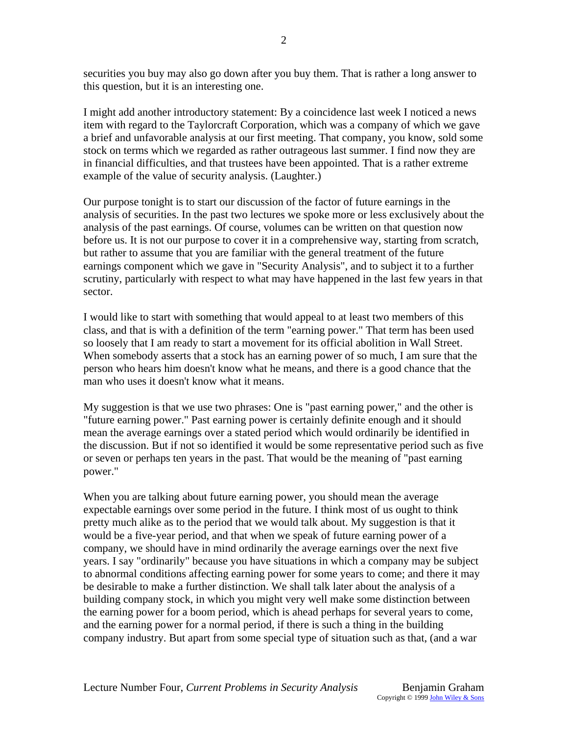securities you buy may also go down after you buy them. That is rather a long answer to this question, but it is an interesting one.

I might add another introductory statement: By a coincidence last week I noticed a news item with regard to the Taylorcraft Corporation, which was a company of which we gave a brief and unfavorable analysis at our first meeting. That company, you know, sold some stock on terms which we regarded as rather outrageous last summer. I find now they are in financial difficulties, and that trustees have been appointed. That is a rather extreme example of the value of security analysis. (Laughter.)

Our purpose tonight is to start our discussion of the factor of future earnings in the analysis of securities. In the past two lectures we spoke more or less exclusively about the analysis of the past earnings. Of course, volumes can be written on that question now before us. It is not our purpose to cover it in a comprehensive way, starting from scratch, but rather to assume that you are familiar with the general treatment of the future earnings component which we gave in "Security Analysis", and to subject it to a further scrutiny, particularly with respect to what may have happened in the last few years in that sector.

I would like to start with something that would appeal to at least two members of this class, and that is with a definition of the term "earning power." That term has been used so loosely that I am ready to start a movement for its official abolition in Wall Street. When somebody asserts that a stock has an earning power of so much, I am sure that the person who hears him doesn't know what he means, and there is a good chance that the man who uses it doesn't know what it means.

My suggestion is that we use two phrases: One is "past earning power," and the other is "future earning power." Past earning power is certainly definite enough and it should mean the average earnings over a stated period which would ordinarily be identified in the discussion. But if not so identified it would be some representative period such as five or seven or perhaps ten years in the past. That would be the meaning of "past earning power."

When you are talking about future earning power, you should mean the average expectable earnings over some period in the future. I think most of us ought to think pretty much alike as to the period that we would talk about. My suggestion is that it would be a five-year period, and that when we speak of future earning power of a company, we should have in mind ordinarily the average earnings over the next five years. I say "ordinarily" because you have situations in which a company may be subject to abnormal conditions affecting earning power for some years to come; and there it may be desirable to make a further distinction. We shall talk later about the analysis of a building company stock, in which you might very well make some distinction between the earning power for a boom period, which is ahead perhaps for several years to come, and the earning power for a normal period, if there is such a thing in the building company industry. But apart from some special type of situation such as that, (and a war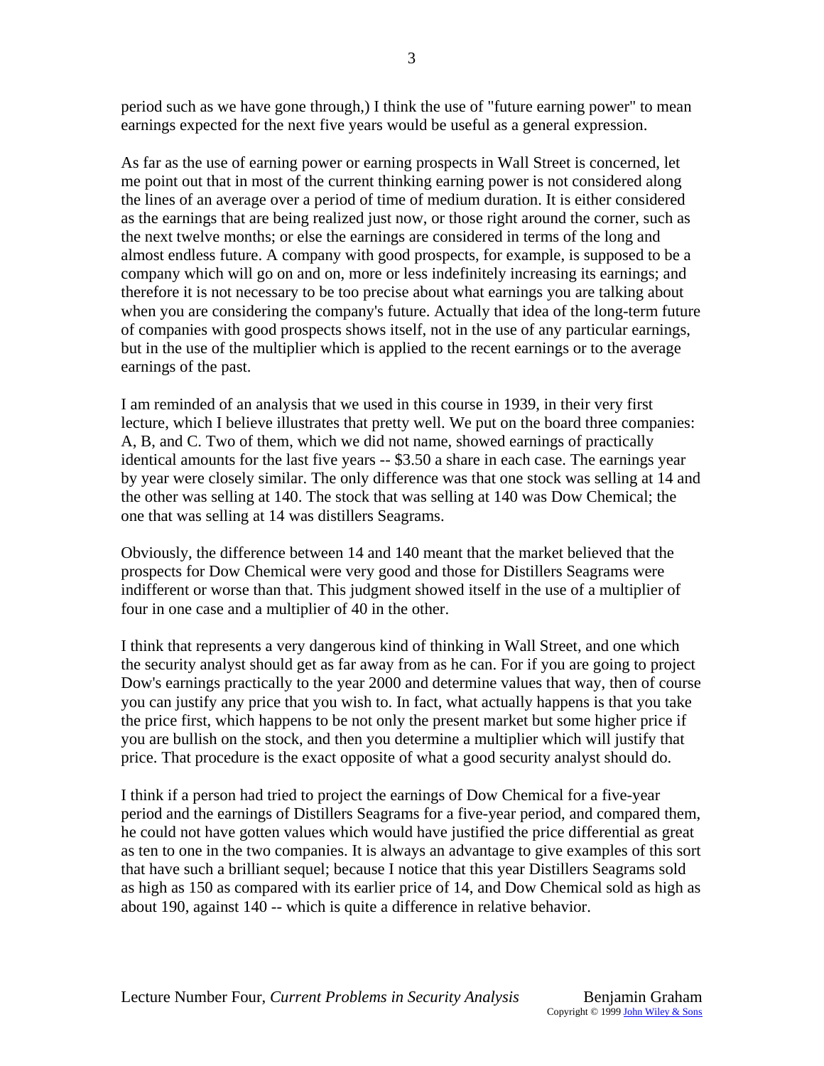period such as we have gone through,) I think the use of "future earning power" to mean earnings expected for the next five years would be useful as a general expression.

As far as the use of earning power or earning prospects in Wall Street is concerned, let me point out that in most of the current thinking earning power is not considered along the lines of an average over a period of time of medium duration. It is either considered as the earnings that are being realized just now, or those right around the corner, such as the next twelve months; or else the earnings are considered in terms of the long and almost endless future. A company with good prospects, for example, is supposed to be a company which will go on and on, more or less indefinitely increasing its earnings; and therefore it is not necessary to be too precise about what earnings you are talking about when you are considering the company's future. Actually that idea of the long-term future of companies with good prospects shows itself, not in the use of any particular earnings, but in the use of the multiplier which is applied to the recent earnings or to the average earnings of the past.

I am reminded of an analysis that we used in this course in 1939, in their very first lecture, which I believe illustrates that pretty well. We put on the board three companies: A, B, and C. Two of them, which we did not name, showed earnings of practically identical amounts for the last five years -- $3.50 a share in each case. The earnings year by year were closely similar. The only difference was that one stock was selling at 14 and the other was selling at 140. The stock that was selling at 140 was Dow Chemical; the one that was selling at 14 was distillers Seagrams.

Obviously, the difference between 14 and 140 meant that the market believed that the prospects for Dow Chemical were very good and those for Distillers Seagrams were indifferent or worse than that. This judgment showed itself in the use of a multiplier of four in one case and a multiplier of 40 in the other.

I think that represents a very dangerous kind of thinking in Wall Street, and one which the security analyst should get as far away from as he can. For if you are going to project Dow's earnings practically to the year 2000 and determine values that way, then of course you can justify any price that you wish to. In fact, what actually happens is that you take the price first, which happens to be not only the present market but some higher price if you are bullish on the stock, and then you determine a multiplier which will justify that price. That procedure is the exact opposite of what a good security analyst should do.

I think if a person had tried to project the earnings of Dow Chemical for a five-year period and the earnings of Distillers Seagrams for a five-year period, and compared them, he could not have gotten values which would have justified the price differential as great as ten to one in the two companies. It is always an advantage to give examples of this sort that have such a brilliant sequel; because I notice that this year Distillers Seagrams sold as high as 150 as compared with its earlier price of 14, and Dow Chemical sold as high as about 190, against 140 -- which is quite a difference in relative behavior.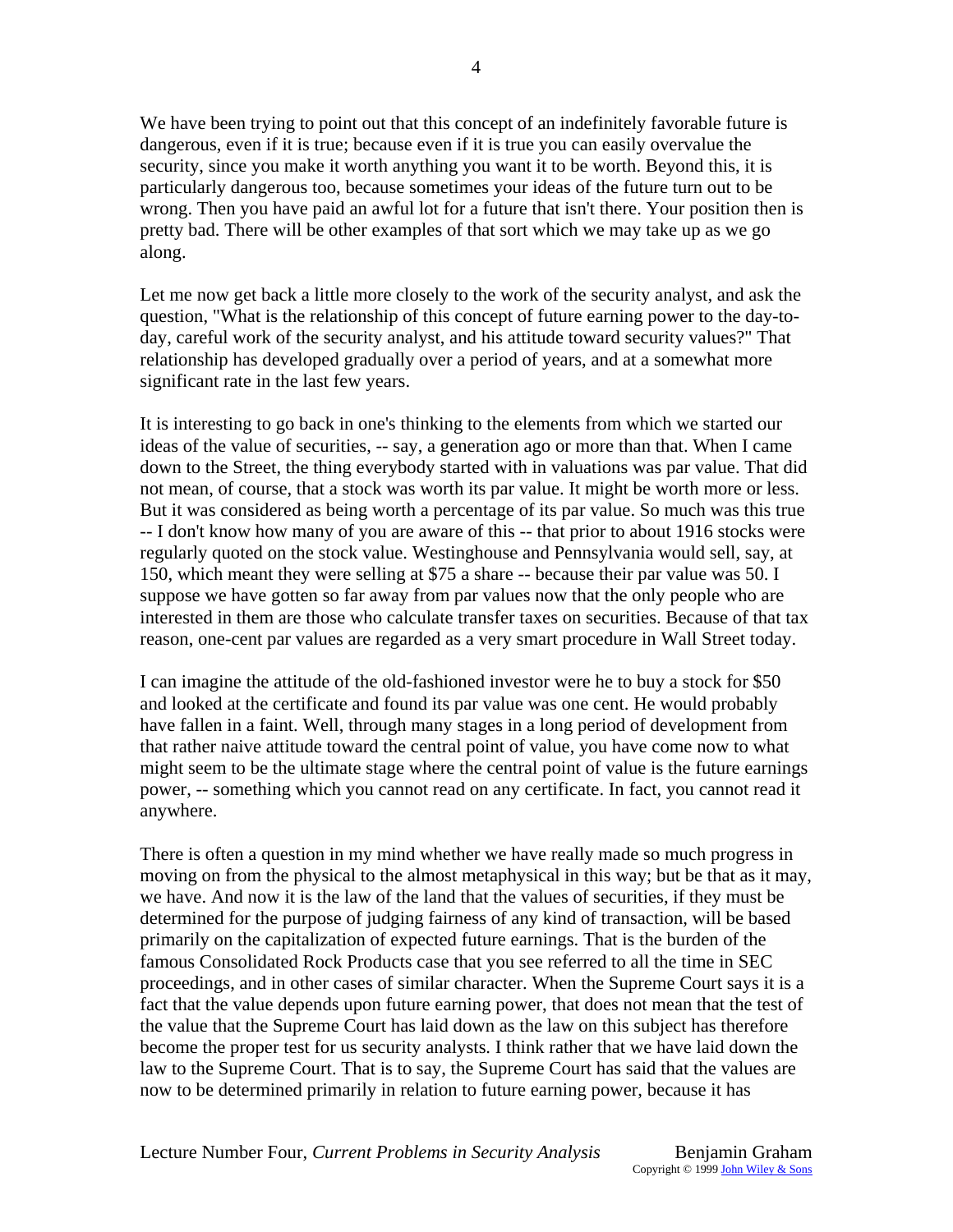We have been trying to point out that this concept of an indefinitely favorable future is dangerous, even if it is true; because even if it is true you can easily overvalue the security, since you make it worth anything you want it to be worth. Beyond this, it is particularly dangerous too, because sometimes your ideas of the future turn out to be wrong. Then you have paid an awful lot for a future that isn't there. Your position then is pretty bad. There will be other examples of that sort which we may take up as we go along.

Let me now get back a little more closely to the work of the security analyst, and ask the question, "What is the relationship of this concept of future earning power to the day-to-day, careful work of the security analyst, and his attitude toward security values?" That relationship has developed gradually over a period of years, and at a somewhat more significant rate in the last few years.

It is interesting to go back in one's thinking to the elements from which we started our ideas of the value of securities, -- say, a generation ago or more than that. When I came down to the Street, the thing everybody started with in valuations was par value. That did not mean, of course, that a stock was worth its par value. It might be worth more or less. But it was considered as being worth a percentage of its par value. So much was this true -- I don't know how many of you are aware of this -- that prior to about 1916 stocks were regularly quoted on the stock value. Westinghouse and Pennsylvania would sell, say, at 150, which meant they were selling at $75 a share -- because their par value was 50. I suppose we have gotten so far away from par values now that the only people who are interested in them are those who calculate transfer taxes on securities. Because of that tax reason, one-cent par values are regarded as a very smart procedure in Wall Street today.

I can imagine the attitude of the old-fashioned investor were he to buy a stock for $50 and looked at the certificate and found its par value was one cent. He would probably have fallen in a faint. Well, through many stages in a long period of development from that rather naive attitude toward the central point of value, you have come now to what might seem to be the ultimate stage where the central point of value is the future earnings power, -- something which you cannot read on any certificate. In fact, you cannot read it anywhere.

There is often a question in my mind whether we have really made so much progress in moving on from the physical to the almost metaphysical in this way; but be that as it may, we have. And now it is the law of the land that the values of securities, if they must be determined for the purpose of judging fairness of any kind of transaction, will be based primarily on the capitalization of expected future earnings. That is the burden of the famous Consolidated Rock Products case that you see referred to all the time in SEC proceedings, and in other cases of similar character. When the Supreme Court says it is a fact that the value depends upon future earning power, that does not mean that the test of the value that the Supreme Court has laid down as the law on this subject has therefore become the proper test for us security analysts. I think rather that we have laid down the law to the Supreme Court. That is to say, the Supreme Court has said that the values are now to be determined primarily in relation to future earning power, because it has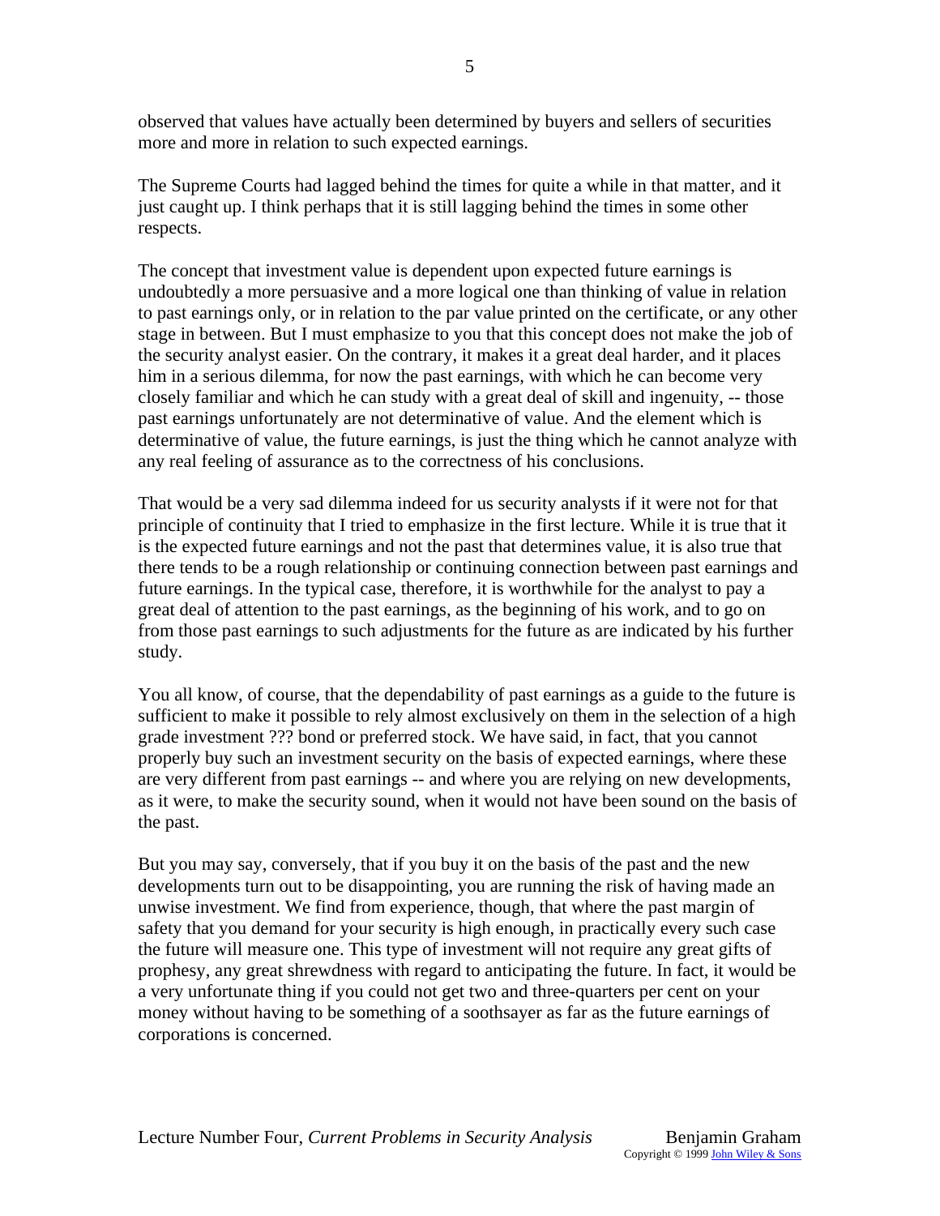observed that values have actually been determined by buyers and sellers of securities more and more in relation to such expected earnings.

The Supreme Courts had lagged behind the times for quite a while in that matter, and it just caught up. I think perhaps that it is still lagging behind the times in some other respects.

The concept that investment value is dependent upon expected future earnings is undoubtedly a more persuasive and a more logical one than thinking of value in relation to past earnings only, or in relation to the par value printed on the certificate, or any other stage in between. But I must emphasize to you that this concept does not make the job of the security analyst easier. On the contrary, it makes it a great deal harder, and it places him in a serious dilemma, for now the past earnings, with which he can become very closely familiar and which he can study with a great deal of skill and ingenuity, -- those past earnings unfortunately are not determinative of value. And the element which is determinative of value, the future earnings, is just the thing which he cannot analyze with any real feeling of assurance as to the correctness of his conclusions.

That would be a very sad dilemma indeed for us security analysts if it were not for that principle of continuity that I tried to emphasize in the first lecture. While it is true that it is the expected future earnings and not the past that determines value, it is also true that there tends to be a rough relationship or continuing connection between past earnings and future earnings. In the typical case, therefore, it is worthwhile for the analyst to pay a great deal of attention to the past earnings, as the beginning of his work, and to go on from those past earnings to such adjustments for the future as are indicated by his further study.

You all know, of course, that the dependability of past earnings as a guide to the future is sufficient to make it possible to rely almost exclusively on them in the selection of a high grade investment ??? bond or preferred stock. We have said, in fact, that you cannot properly buy such an investment security on the basis of expected earnings, where these are very different from past earnings -- and where you are relying on new developments, as it were, to make the security sound, when it would not have been sound on the basis of the past.

But you may say, conversely, that if you buy it on the basis of the past and the new developments turn out to be disappointing, you are running the risk of having made an unwise investment. We find from experience, though, that where the past margin of safety that you demand for your security is high enough, in practically every such case the future will measure one. This type of investment will not require any great gifts of prophesy, any great shrewdness with regard to anticipating the future. In fact, it would be a very unfortunate thing if you could not get two and three-quarters per cent on your money without having to be something of a soothsayer as far as the future earnings of corporations is concerned.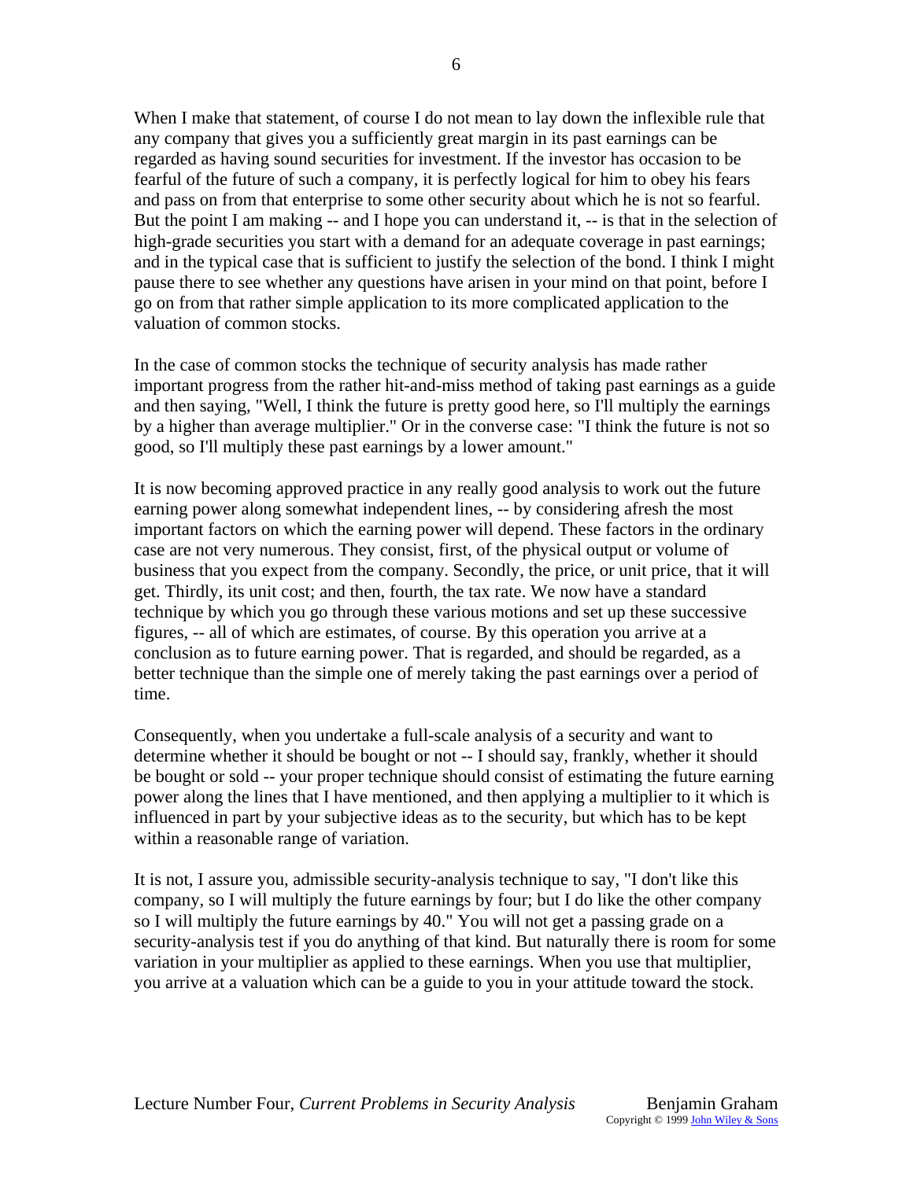When I make that statement, of course I do not mean to lay down the inflexible rule that any company that gives you a sufficiently great margin in its past earnings can be regarded as having sound securities for investment. If the investor has occasion to be fearful of the future of such a company, it is perfectly logical for him to obey his fears and pass on from that enterprise to some other security about which he is not so fearful. But the point I am making -- and I hope you can understand it, -- is that in the selection of high-grade securities you start with a demand for an adequate coverage in past earnings; and in the typical case that is sufficient to justify the selection of the bond. I think I might pause there to see whether any questions have arisen in your mind on that point, before I go on from that rather simple application to its more complicated application to the valuation of common stocks.

In the case of common stocks the technique of security analysis has made rather important progress from the rather hit-and-miss method of taking past earnings as a guide and then saying, "Well, I think the future is pretty good here, so I'll multiply the earnings by a higher than average multiplier." Or in the converse case: "I think the future is not so good, so I'll multiply these past earnings by a lower amount."

It is now becoming approved practice in any really good analysis to work out the future earning power along somewhat independent lines, -- by considering afresh the most important factors on which the earning power will depend. These factors in the ordinary case are not very numerous. They consist, first, of the physical output or volume of business that you expect from the company. Secondly, the price, or unit price, that it will get. Thirdly, its unit cost; and then, fourth, the tax rate. We now have a standard technique by which you go through these various motions and set up these successive figures, -- all of which are estimates, of course. By this operation you arrive at a conclusion as to future earning power. That is regarded, and should be regarded, as a better technique than the simple one of merely taking the past earnings over a period of time.

Consequently, when you undertake a full-scale analysis of a security and want to determine whether it should be bought or not -- I should say, frankly, whether it should be bought or sold -- your proper technique should consist of estimating the future earning power along the lines that I have mentioned, and then applying a multiplier to it which is influenced in part by your subjective ideas as to the security, but which has to be kept within a reasonable range of variation.

It is not, I assure you, admissible security-analysis technique to say, "I don't like this company, so I will multiply the future earnings by four; but I do like the other company so I will multiply the future earnings by 40." You will not get a passing grade on a security-analysis test if you do anything of that kind. But naturally there is room for some variation in your multiplier as applied to these earnings. When you use that multiplier, you arrive at a valuation which can be a guide to you in your attitude toward the stock.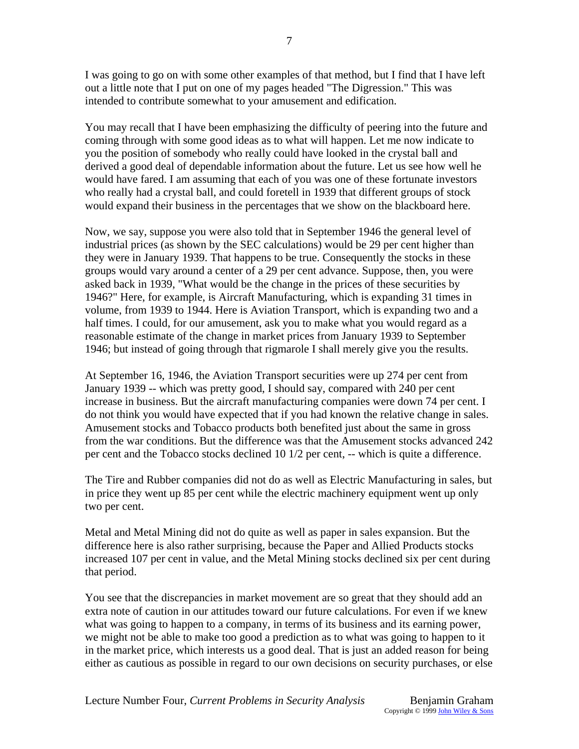I was going to go on with some other examples of that method, but I find that I have left out a little note that I put on one of my pages headed "The Digression." This was intended to contribute somewhat to your amusement and edification.

You may recall that I have been emphasizing the difficulty of peering into the future and coming through with some good ideas as to what will happen. Let me now indicate to you the position of somebody who really could have looked in the crystal ball and derived a good deal of dependable information about the future. Let us see how well he would have fared. I am assuming that each of you was one of these fortunate investors who really had a crystal ball, and could foretell in 1939 that different groups of stock would expand their business in the percentages that we show on the blackboard here.

Now, we say, suppose you were also told that in September 1946 the general level of industrial prices (as shown by the SEC calculations) would be 29 per cent higher than they were in January 1939. That happens to be true. Consequently the stocks in these groups would vary around a center of a 29 per cent advance. Suppose, then, you were asked back in 1939, "What would be the change in the prices of these securities by 1946?" Here, for example, is Aircraft Manufacturing, which is expanding 31 times in volume, from 1939 to 1944. Here is Aviation Transport, which is expanding two and a half times. I could, for our amusement, ask you to make what you would regard as a reasonable estimate of the change in market prices from January 1939 to September 1946; but instead of going through that rigmarole I shall merely give you the results.

At September 16, 1946, the Aviation Transport securities were up 274 per cent from January 1939 -- which was pretty good, I should say, compared with 240 per cent increase in business. But the aircraft manufacturing companies were down 74 per cent. I do not think you would have expected that if you had known the relative change in sales. Amusement stocks and Tobacco products both benefited just about the same in gross from the war conditions. But the difference was that the Amusement stocks advanced 242 per cent and the Tobacco stocks declined 10 1/2 per cent, -- which is quite a difference.

The Tire and Rubber companies did not do as well as Electric Manufacturing in sales, but in price they went up 85 per cent while the electric machinery equipment went up only two per cent.

Metal and Metal Mining did not do quite as well as paper in sales expansion. But the difference here is also rather surprising, because the Paper and Allied Products stocks increased 107 per cent in value, and the Metal Mining stocks declined six per cent during that period.

You see that the discrepancies in market movement are so great that they should add an extra note of caution in our attitudes toward our future calculations. For even if we knew what was going to happen to a company, in terms of its business and its earning power, we might not be able to make too good a prediction as to what was going to happen to it in the market price, which interests us a good deal. That is just an added reason for being either as cautious as possible in regard to our own decisions on security purchases, or else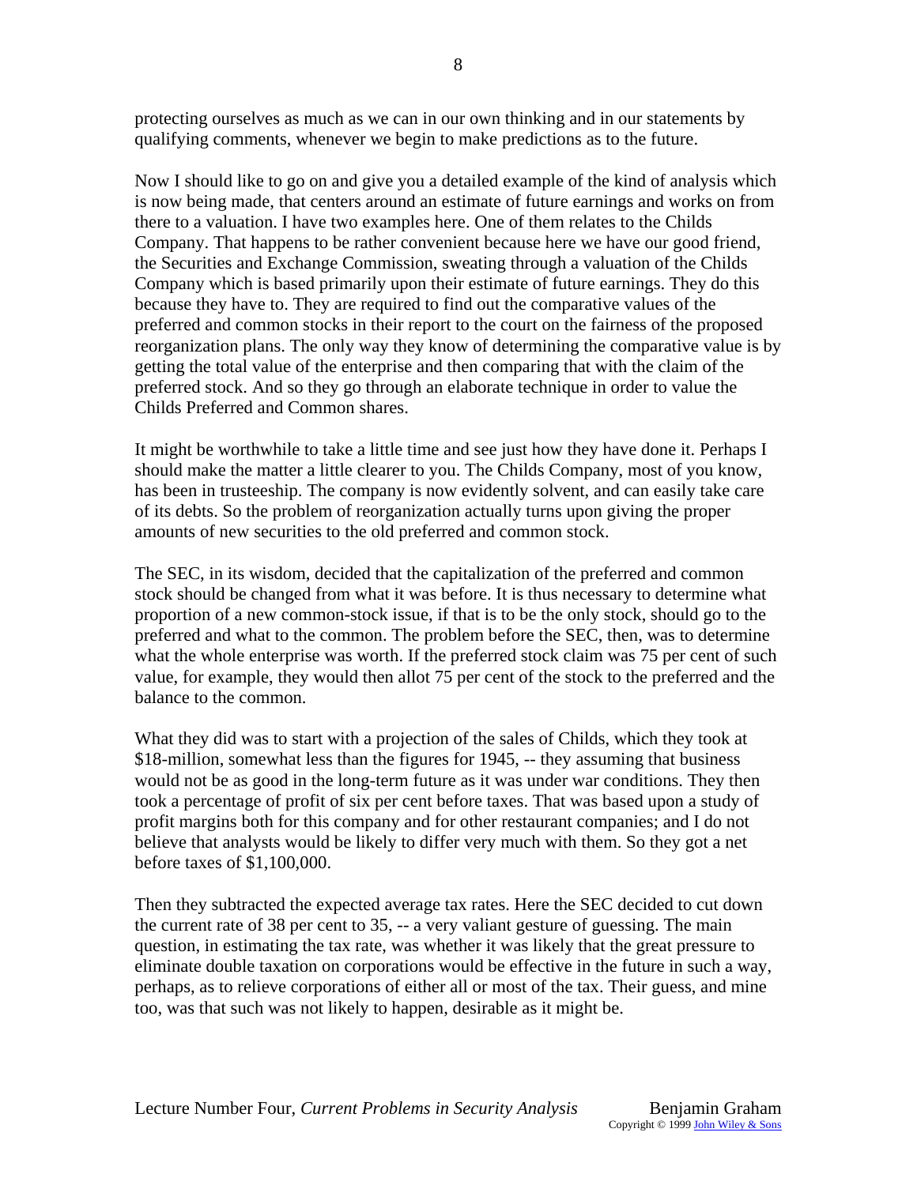protecting ourselves as much as we can in our own thinking and in our statements by qualifying comments, whenever we begin to make predictions as to the future.

Now I should like to go on and give you a detailed example of the kind of analysis which is now being made, that centers around an estimate of future earnings and works on from there to a valuation. I have two examples here. One of them relates to the Childs Company. That happens to be rather convenient because here we have our good friend, the Securities and Exchange Commission, sweating through a valuation of the Childs Company which is based primarily upon their estimate of future earnings. They do this because they have to. They are required to find out the comparative values of the preferred and common stocks in their report to the court on the fairness of the proposed reorganization plans. The only way they know of determining the comparative value is by getting the total value of the enterprise and then comparing that with the claim of the preferred stock. And so they go through an elaborate technique in order to value the Childs Preferred and Common shares.

It might be worthwhile to take a little time and see just how they have done it. Perhaps I should make the matter a little clearer to you. The Childs Company, most of you know, has been in trusteeship. The company is now evidently solvent, and can easily take care of its debts. So the problem of reorganization actually turns upon giving the proper amounts of new securities to the old preferred and common stock.

The SEC, in its wisdom, decided that the capitalization of the preferred and common stock should be changed from what it was before. It is thus necessary to determine what proportion of a new common-stock issue, if that is to be the only stock, should go to the preferred and what to the common. The problem before the SEC, then, was to determine what the whole enterprise was worth. If the preferred stock claim was 75 per cent of such value, for example, they would then allot 75 per cent of the stock to the preferred and the balance to the common.

What they did was to start with a projection of the sales of Childs, which they took at $18-million, somewhat less than the figures for 1945, -- they assuming that business would not be as good in the long-term future as it was under war conditions. They then took a percentage of profit of six per cent before taxes. That was based upon a study of profit margins both for this company and for other restaurant companies; and I do not believe that analysts would be likely to differ very much with them. So they got a net before taxes of $1,100,000.

Then they subtracted the expected average tax rates. Here the SEC decided to cut down the current rate of 38 per cent to 35, -- a very valiant gesture of guessing. The main question, in estimating the tax rate, was whether it was likely that the great pressure to eliminate double taxation on corporations would be effective in the future in such a way, perhaps, as to relieve corporations of either all or most of the tax. Their guess, and mine too, was that such was not likely to happen, desirable as it might be.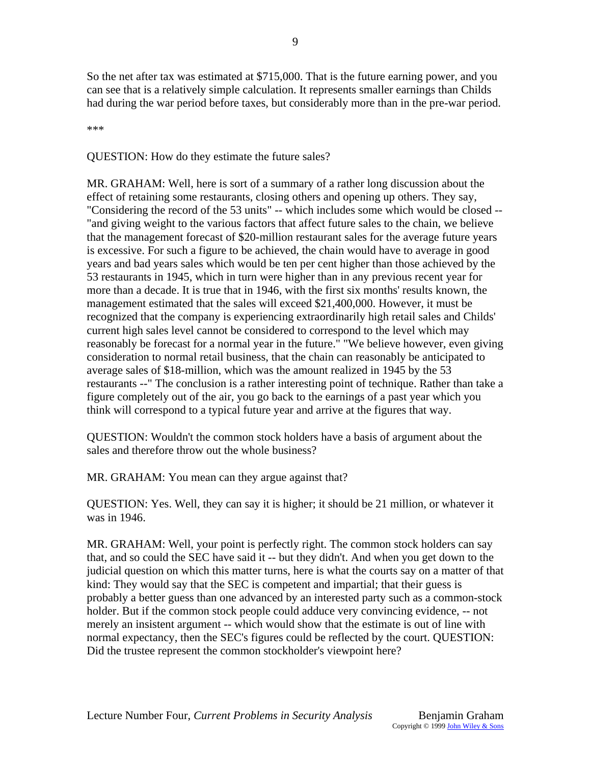So the net after tax was estimated at $715,000. That is the future earning power, and you can see that is a relatively simple calculation. It represents smaller earnings than Childs had during the war period before taxes, but considerably more than in the pre-war period.

***

QUESTION: How do they estimate the future sales?

MR. GRAHAM: Well, here is sort of a summary of a rather long discussion about the effect of retaining some restaurants, closing others and opening up others. They say, "Considering the record of the 53 units" -- which includes some which would be closed -- "and giving weight to the various factors that affect future sales to the chain, we believe that the management forecast of $20-million restaurant sales for the average future years is excessive. For such a figure to be achieved, the chain would have to average in good years and bad years sales which would be ten per cent higher than those achieved by the 53 restaurants in 1945, which in turn were higher than in any previous recent year for more than a decade. It is true that in 1946, with the first six months' results known, the management estimated that the sales will exceed $21,400,000. However, it must be recognized that the company is experiencing extraordinarily high retail sales and Childs' current high sales level cannot be considered to correspond to the level which may reasonably be forecast for a normal year in the future." "We believe however, even giving consideration to normal retail business, that the chain can reasonably be anticipated to average sales of $18-million, which was the amount realized in 1945 by the 53 restaurants --" The conclusion is a rather interesting point of technique. Rather than take a figure completely out of the air, you go back to the earnings of a past year which you think will correspond to a typical future year and arrive at the figures that way.

QUESTION: Wouldn't the common stock holders have a basis of argument about the sales and therefore throw out the whole business?

MR. GRAHAM: You mean can they argue against that?

QUESTION: Yes. Well, they can say it is higher; it should be 21 million, or whatever it was in 1946.

MR. GRAHAM: Well, your point is perfectly right. The common stock holders can say that, and so could the SEC have said it -- but they didn't. And when you get down to the judicial question on which this matter turns, here is what the courts say on a matter of that kind: They would say that the SEC is competent and impartial; that their guess is probably a better guess than one advanced by an interested party such as a common-stock holder. But if the common stock people could adduce very convincing evidence, -- not merely an insistent argument -- which would show that the estimate is out of line with normal expectancy, then the SEC's figures could be reflected by the court. QUESTION: Did the trustee represent the common stockholder's viewpoint here?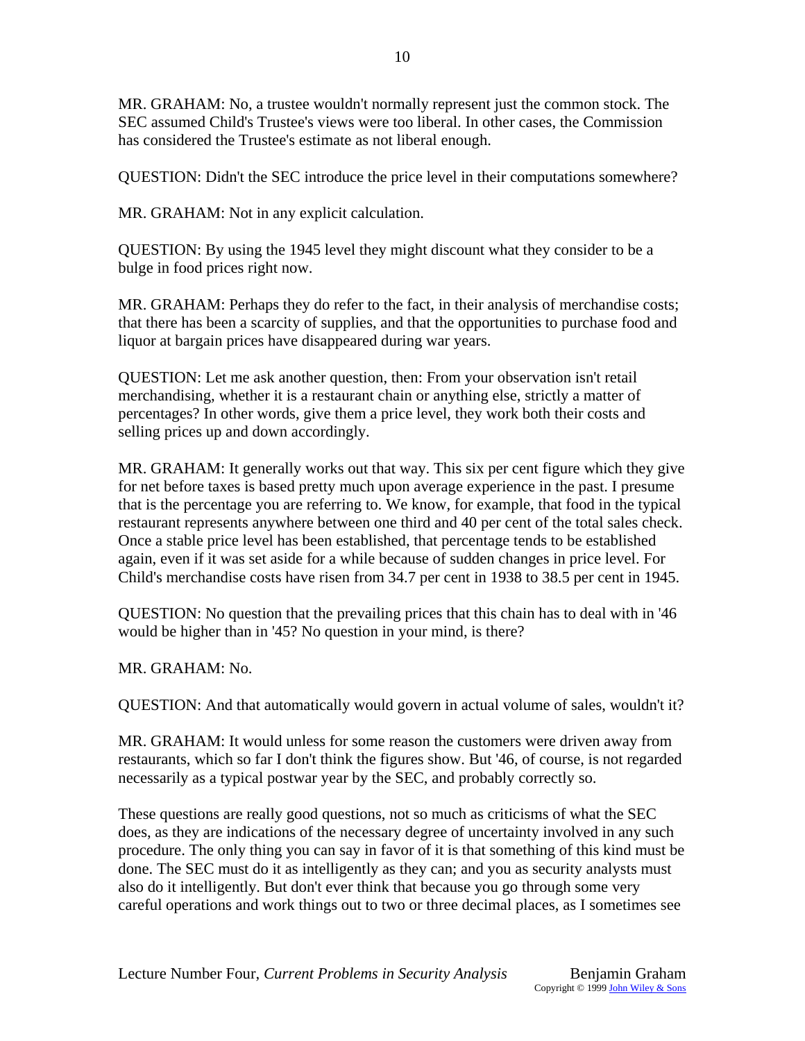MR. GRAHAM: No, a trustee wouldn't normally represent just the common stock. The SEC assumed Child's Trustee's views were too liberal. In other cases, the Commission has considered the Trustee's estimate as not liberal enough.

QUESTION: Didn't the SEC introduce the price level in their computations somewhere?

MR. GRAHAM: Not in any explicit calculation.

QUESTION: By using the 1945 level they might discount what they consider to be a bulge in food prices right now.

MR. GRAHAM: Perhaps they do refer to the fact, in their analysis of merchandise costs; that there has been a scarcity of supplies, and that the opportunities to purchase food and liquor at bargain prices have disappeared during war years.

QUESTION: Let me ask another question, then: From your observation isn't retail merchandising, whether it is a restaurant chain or anything else, strictly a matter of percentages? In other words, give them a price level, they work both their costs and selling prices up and down accordingly.

MR. GRAHAM: It generally works out that way. This six per cent figure which they give for net before taxes is based pretty much upon average experience in the past. I presume that is the percentage you are referring to. We know, for example, that food in the typical restaurant represents anywhere between one third and 40 per cent of the total sales check. Once a stable price level has been established, that percentage tends to be established again, even if it was set aside for a while because of sudden changes in price level. For Child's merchandise costs have risen from 34.7 per cent in 1938 to 38.5 per cent in 1945.

QUESTION: No question that the prevailing prices that this chain has to deal with in '46 would be higher than in '45? No question in your mind, is there?

MR. GRAHAM: No.

QUESTION: And that automatically would govern in actual volume of sales, wouldn't it?

MR. GRAHAM: It would unless for some reason the customers were driven away from restaurants, which so far I don't think the figures show. But '46, of course, is not regarded necessarily as a typical postwar year by the SEC, and probably correctly so.

These questions are really good questions, not so much as criticisms of what the SEC does, as they are indications of the necessary degree of uncertainty involved in any such procedure. The only thing you can say in favor of it is that something of this kind must be done. The SEC must do it as intelligently as they can; and you as security analysts must also do it intelligently. But don't ever think that because you go through some very careful operations and work things out to two or three decimal places, as I sometimes see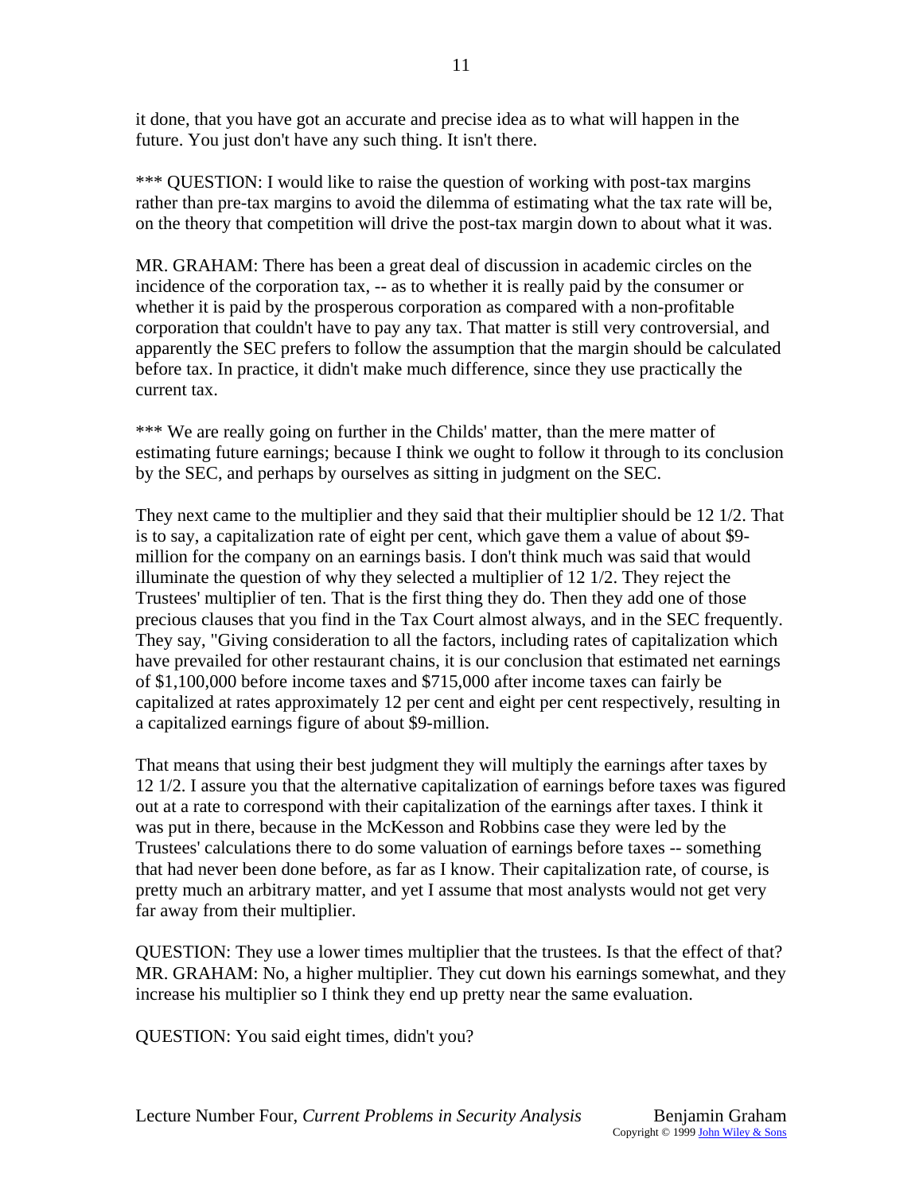it done, that you have got an accurate and precise idea as to what will happen in the future. You just don't have any such thing. It isn't there.

*** QUESTION: I would like to raise the question of working with post-tax margins rather than pre-tax margins to avoid the dilemma of estimating what the tax rate will be, on the theory that competition will drive the post-tax margin down to about what it was.

MR. GRAHAM: There has been a great deal of discussion in academic circles on the incidence of the corporation tax, -- as to whether it is really paid by the consumer or whether it is paid by the prosperous corporation as compared with a non-profitable corporation that couldn't have to pay any tax. That matter is still very controversial, and apparently the SEC prefers to follow the assumption that the margin should be calculated before tax. In practice, it didn't make much difference, since they use practically the current tax.

*** We are really going on further in the Childs' matter, than the mere matter of estimating future earnings; because I think we ought to follow it through to its conclusion by the SEC, and perhaps by ourselves as sitting in judgment on the SEC.

They next came to the multiplier and they said that their multiplier should be 12 1/2. That is to say, a capitalization rate of eight per cent, which gave them a value of about $9-million for the company on an earnings basis. I don't think much was said that would illuminate the question of why they selected a multiplier of 12 1/2. They reject the Trustees' multiplier of ten. That is the first thing they do. Then they add one of those precious clauses that you find in the Tax Court almost always, and in the SEC frequently. They say, "Giving consideration to all the factors, including rates of capitalization which have prevailed for other restaurant chains, it is our conclusion that estimated net earnings of $1,100,000 before income taxes and $715,000 after income taxes can fairly be capitalized at rates approximately 12 per cent and eight per cent respectively, resulting in a capitalized earnings figure of about $9-million.

That means that using their best judgment they will multiply the earnings after taxes by 12 1/2. I assure you that the alternative capitalization of earnings before taxes was figured out at a rate to correspond with their capitalization of the earnings after taxes. I think it was put in there, because in the McKesson and Robbins case they were led by the Trustees' calculations there to do some valuation of earnings before taxes -- something that had never been done before, as far as I know. Their capitalization rate, of course, is pretty much an arbitrary matter, and yet I assume that most analysts would not get very far away from their multiplier.

QUESTION: They use a lower times multiplier that the trustees. Is that the effect of that?
MR. GRAHAM: No, a higher multiplier. They cut down his earnings somewhat, and they increase his multiplier so I think they end up pretty near the same evaluation.

QUESTION: You said eight times, didn't you?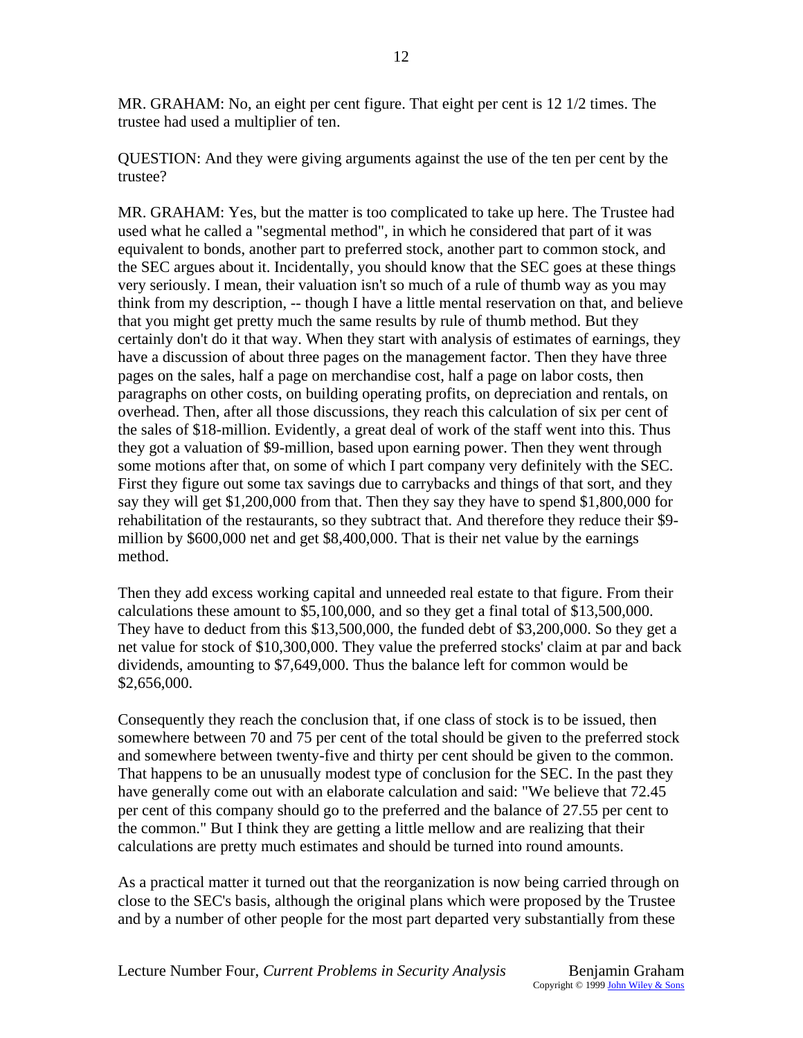MR. GRAHAM: No, an eight per cent figure. That eight per cent is 12 1/2 times. The trustee had used a multiplier of ten.

QUESTION: And they were giving arguments against the use of the ten per cent by the trustee?

MR. GRAHAM: Yes, but the matter is too complicated to take up here. The Trustee had used what he called a "segmental method", in which he considered that part of it was equivalent to bonds, another part to preferred stock, another part to common stock, and the SEC argues about it. Incidentally, you should know that the SEC goes at these things very seriously. I mean, their valuation isn't so much of a rule of thumb way as you may think from my description, -- though I have a little mental reservation on that, and believe that you might get pretty much the same results by rule of thumb method. But they certainly don't do it that way. When they start with analysis of estimates of earnings, they have a discussion of about three pages on the management factor. Then they have three pages on the sales, half a page on merchandise cost, half a page on labor costs, then paragraphs on other costs, on building operating profits, on depreciation and rentals, on overhead. Then, after all those discussions, they reach this calculation of six per cent of the sales of $18-million. Evidently, a great deal of work of the staff went into this. Thus they got a valuation of $9-million, based upon earning power. Then they went through some motions after that, on some of which I part company very definitely with the SEC. First they figure out some tax savings due to carrybacks and things of that sort, and they say they will get $1,200,000 from that. Then they say they have to spend $1,800,000 for rehabilitation of the restaurants, so they subtract that. And therefore they reduce their $9-million by $600,000 net and get $8,400,000. That is their net value by the earnings method.

Then they add excess working capital and unneeded real estate to that figure. From their calculations these amount to $5,100,000, and so they get a final total of $13,500,000. They have to deduct from this $13,500,000, the funded debt of $3,200,000. So they get a net value for stock of $10,300,000. They value the preferred stocks' claim at par and back dividends, amounting to $7,649,000. Thus the balance left for common would be $2,656,000.

Consequently they reach the conclusion that, if one class of stock is to be issued, then somewhere between 70 and 75 per cent of the total should be given to the preferred stock and somewhere between twenty-five and thirty per cent should be given to the common. That happens to be an unusually modest type of conclusion for the SEC. In the past they have generally come out with an elaborate calculation and said: "We believe that 72.45 per cent of this company should go to the preferred and the balance of 27.55 per cent to the common." But I think they are getting a little mellow and are realizing that their calculations are pretty much estimates and should be turned into round amounts.

As a practical matter it turned out that the reorganization is now being carried through on close to the SEC's basis, although the original plans which were proposed by the Trustee and by a number of other people for the most part departed very substantially from these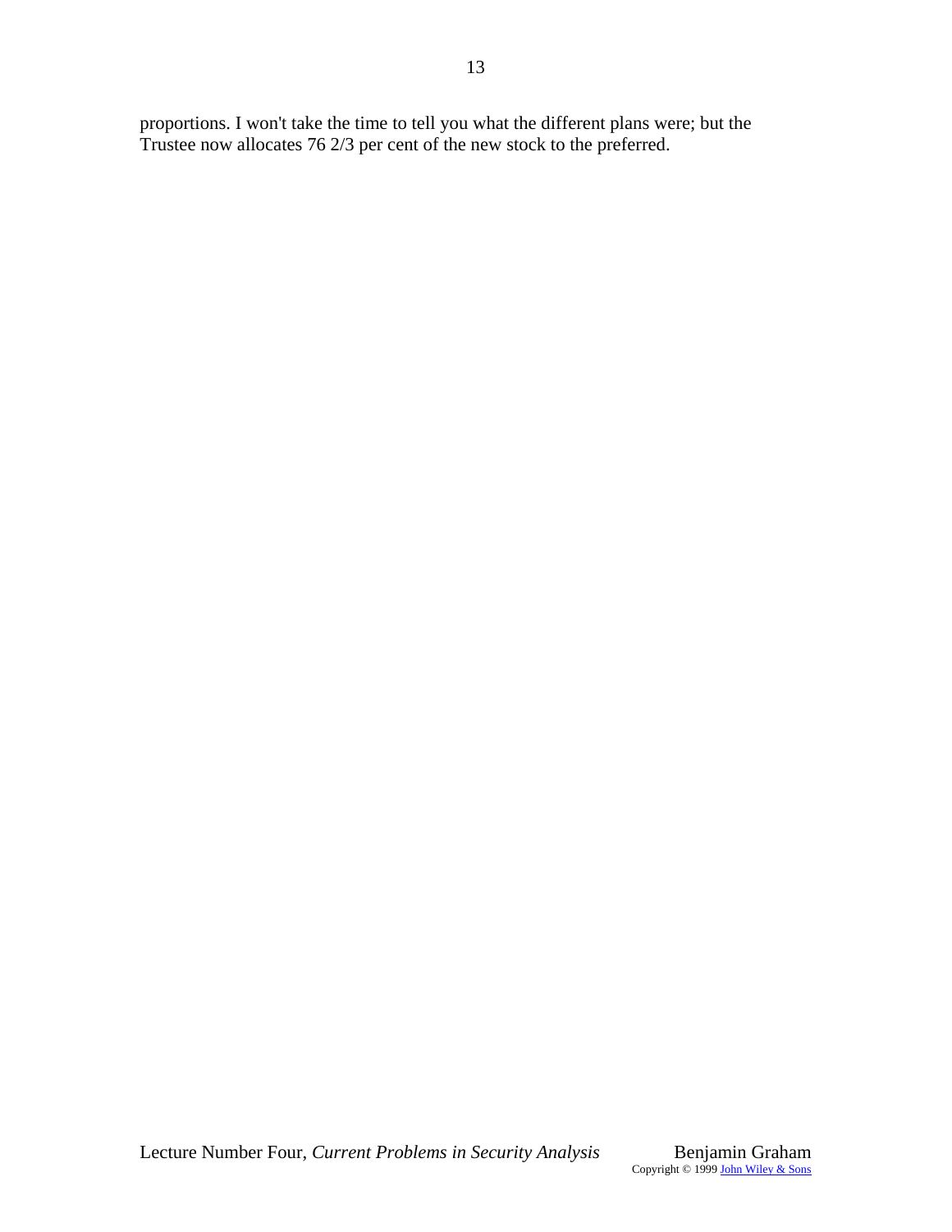proportions. I won't take the time to tell you what the different plans were; but the Trustee now allocates 76 2/3 per cent of the new stock to the preferred.